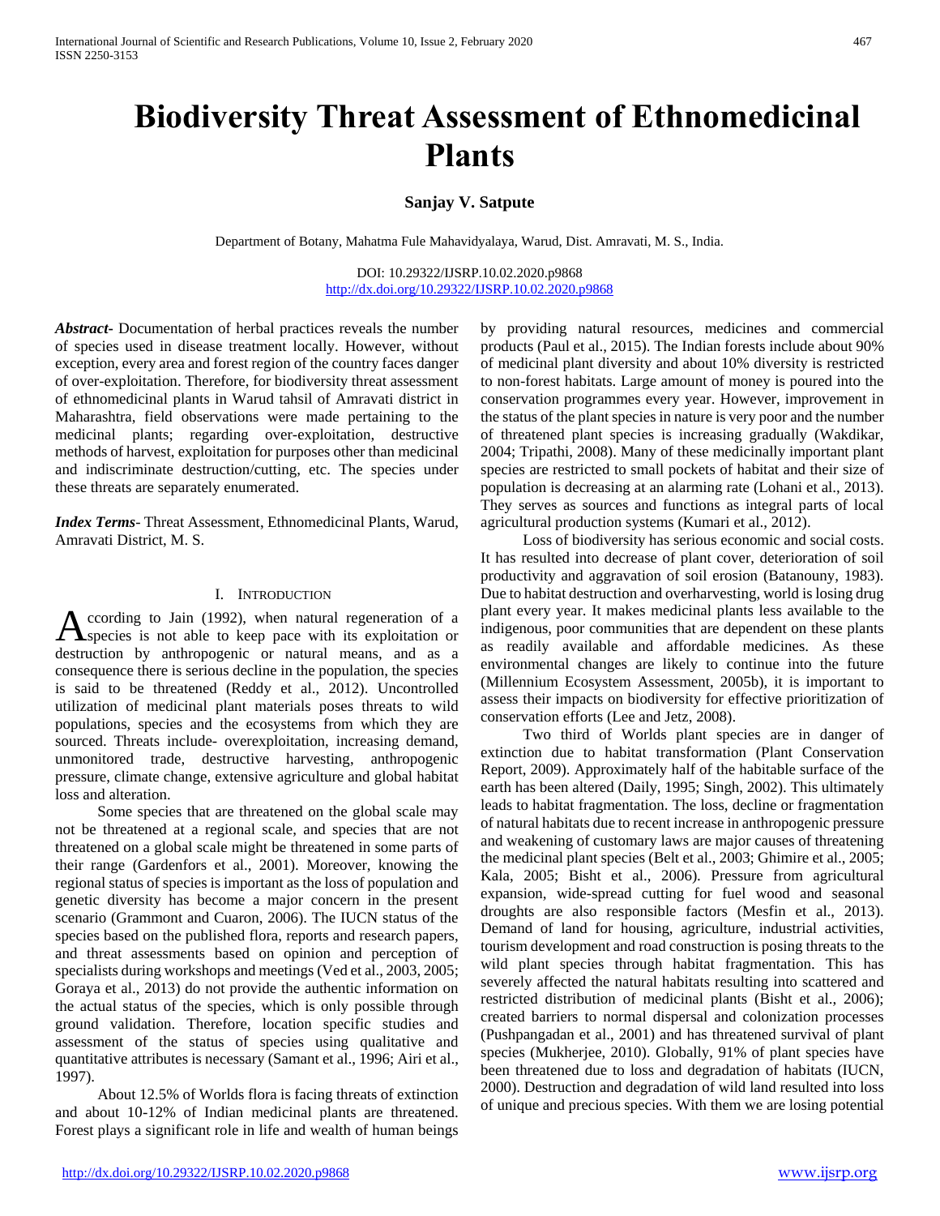# Biodiversity Threat Assessment of Ethnomedicinal Plants

**Sanjay V. Satpute**

Department of Botany, Mahatma Fule Mahavidyalaya, Warud, Dist. Amravati, M. S., India.

DOI: 10.29322/IJSRP.10.02.2020.p9868
http://dx.doi.org/10.29322/IJSRP.10.02.2020.p9868

***Abstract***- Documentation of herbal practices reveals the number of species used in disease treatment locally. However, without exception, every area and forest region of the country faces danger of over-exploitation. Therefore, for biodiversity threat assessment of ethnomedicinal plants in Warud tahsil of Amravati district in Maharashtra, field observations were made pertaining to the medicinal plants; regarding over-exploitation, destructive methods of harvest, exploitation for purposes other than medicinal and indiscriminate destruction/cutting, etc. The species under these threats are separately enumerated.

***Index Terms***- Threat Assessment, Ethnomedicinal Plants, Warud, Amravati District, M. S.

## I. Introduction

According to Jain (1992), when natural regeneration of a species is not able to keep pace with its exploitation or destruction by anthropogenic or natural means, and as a consequence there is serious decline in the population, the species is said to be threatened (Reddy et al., 2012). Uncontrolled utilization of medicinal plant materials poses threats to wild populations, species and the ecosystems from which they are sourced. Threats include- overexploitation, increasing demand, unmonitored trade, destructive harvesting, anthropogenic pressure, climate change, extensive agriculture and global habitat loss and alteration.

Some species that are threatened on the global scale may not be threatened at a regional scale, and species that are not threatened on a global scale might be threatened in some parts of their range (Gardenfors et al., 2001). Moreover, knowing the regional status of species is important as the loss of population and genetic diversity has become a major concern in the present scenario (Grammont and Cuaron, 2006). The IUCN status of the species based on the published flora, reports and research papers, and threat assessments based on opinion and perception of specialists during workshops and meetings (Ved et al., 2003, 2005; Goraya et al., 2013) do not provide the authentic information on the actual status of the species, which is only possible through ground validation. Therefore, location specific studies and assessment of the status of species using qualitative and quantitative attributes is necessary (Samant et al., 1996; Airi et al., 1997).

About 12.5% of Worlds flora is facing threats of extinction and about 10-12% of Indian medicinal plants are threatened. Forest plays a significant role in life and wealth of human beings by providing natural resources, medicines and commercial products (Paul et al., 2015). The Indian forests include about 90% of medicinal plant diversity and about 10% diversity is restricted to non-forest habitats. Large amount of money is poured into the conservation programmes every year. However, improvement in the status of the plant species in nature is very poor and the number of threatened plant species is increasing gradually (Wakdikar, 2004; Tripathi, 2008). Many of these medicinally important plant species are restricted to small pockets of habitat and their size of population is decreasing at an alarming rate (Lohani et al., 2013). They serves as sources and functions as integral parts of local agricultural production systems (Kumari et al., 2012).

Loss of biodiversity has serious economic and social costs. It has resulted into decrease of plant cover, deterioration of soil productivity and aggravation of soil erosion (Batanouny, 1983). Due to habitat destruction and overharvesting, world is losing drug plant every year. It makes medicinal plants less available to the indigenous, poor communities that are dependent on these plants as readily available and affordable medicines. As these environmental changes are likely to continue into the future (Millennium Ecosystem Assessment, 2005b), it is important to assess their impacts on biodiversity for effective prioritization of conservation efforts (Lee and Jetz, 2008).

Two third of Worlds plant species are in danger of extinction due to habitat transformation (Plant Conservation Report, 2009). Approximately half of the habitable surface of the earth has been altered (Daily, 1995; Singh, 2002). This ultimately leads to habitat fragmentation. The loss, decline or fragmentation of natural habitats due to recent increase in anthropogenic pressure and weakening of customary laws are major causes of threatening the medicinal plant species (Belt et al., 2003; Ghimire et al., 2005; Kala, 2005; Bisht et al., 2006). Pressure from agricultural expansion, wide-spread cutting for fuel wood and seasonal droughts are also responsible factors (Mesfin et al., 2013). Demand of land for housing, agriculture, industrial activities, tourism development and road construction is posing threats to the wild plant species through habitat fragmentation. This has severely affected the natural habitats resulting into scattered and restricted distribution of medicinal plants (Bisht et al., 2006); created barriers to normal dispersal and colonization processes (Pushpangadan et al., 2001) and has threatened survival of plant species (Mukherjee, 2010). Globally, 91% of plant species have been threatened due to loss and degradation of habitats (IUCN, 2000). Destruction and degradation of wild land resulted into loss of unique and precious species. With them we are losing potential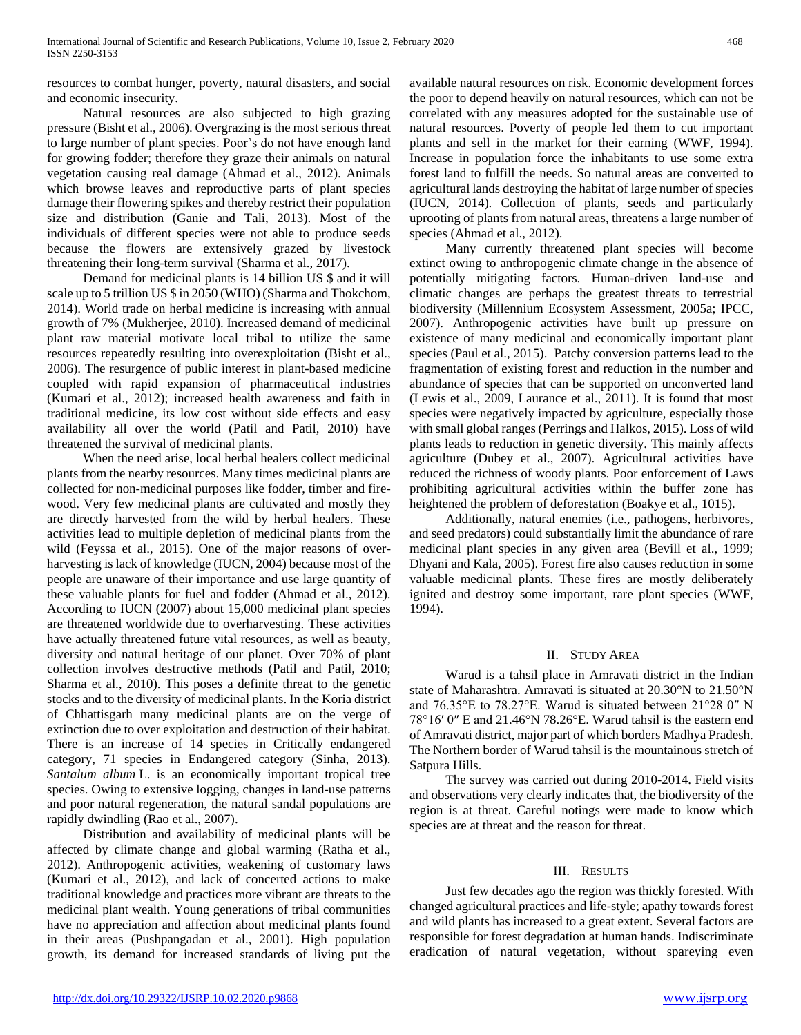resources to combat hunger, poverty, natural disasters, and social and economic insecurity.

Natural resources are also subjected to high grazing pressure (Bisht et al., 2006). Overgrazing is the most serious threat to large number of plant species. Poor's do not have enough land for growing fodder; therefore they graze their animals on natural vegetation causing real damage (Ahmad et al., 2012). Animals which browse leaves and reproductive parts of plant species damage their flowering spikes and thereby restrict their population size and distribution (Ganie and Tali, 2013). Most of the individuals of different species were not able to produce seeds because the flowers are extensively grazed by livestock threatening their long-term survival (Sharma et al., 2017).

Demand for medicinal plants is 14 billion US $ and it will scale up to 5 trillion US $ in 2050 (WHO) (Sharma and Thokchom, 2014). World trade on herbal medicine is increasing with annual growth of 7% (Mukherjee, 2010). Increased demand of medicinal plant raw material motivate local tribal to utilize the same resources repeatedly resulting into overexploitation (Bisht et al., 2006). The resurgence of public interest in plant-based medicine coupled with rapid expansion of pharmaceutical industries (Kumari et al., 2012); increased health awareness and faith in traditional medicine, its low cost without side effects and easy availability all over the world (Patil and Patil, 2010) have threatened the survival of medicinal plants.

When the need arise, local herbal healers collect medicinal plants from the nearby resources. Many times medicinal plants are collected for non-medicinal purposes like fodder, timber and fire-wood. Very few medicinal plants are cultivated and mostly they are directly harvested from the wild by herbal healers. These activities lead to multiple depletion of medicinal plants from the wild (Feyssa et al., 2015). One of the major reasons of over-harvesting is lack of knowledge (IUCN, 2004) because most of the people are unaware of their importance and use large quantity of these valuable plants for fuel and fodder (Ahmad et al., 2012). According to IUCN (2007) about 15,000 medicinal plant species are threatened worldwide due to overharvesting. These activities have actually threatened future vital resources, as well as beauty, diversity and natural heritage of our planet. Over 70% of plant collection involves destructive methods (Patil and Patil, 2010; Sharma et al., 2010). This poses a definite threat to the genetic stocks and to the diversity of medicinal plants. In the Koria district of Chhattisgarh many medicinal plants are on the verge of extinction due to over exploitation and destruction of their habitat. There is an increase of 14 species in Critically endangered category, 71 species in Endangered category (Sinha, 2013). *Santalum album* L. is an economically important tropical tree species. Owing to extensive logging, changes in land-use patterns and poor natural regeneration, the natural sandal populations are rapidly dwindling (Rao et al., 2007).

Distribution and availability of medicinal plants will be affected by climate change and global warming (Ratha et al., 2012). Anthropogenic activities, weakening of customary laws (Kumari et al., 2012), and lack of concerted actions to make traditional knowledge and practices more vibrant are threats to the medicinal plant wealth. Young generations of tribal communities have no appreciation and affection about medicinal plants found in their areas (Pushpangadan et al., 2001). High population growth, its demand for increased standards of living put the available natural resources on risk. Economic development forces the poor to depend heavily on natural resources, which can not be correlated with any measures adopted for the sustainable use of natural resources. Poverty of people led them to cut important plants and sell in the market for their earning (WWF, 1994). Increase in population force the inhabitants to use some extra forest land to fulfill the needs. So natural areas are converted to agricultural lands destroying the habitat of large number of species (IUCN, 2014). Collection of plants, seeds and particularly uprooting of plants from natural areas, threatens a large number of species (Ahmad et al., 2012).

Many currently threatened plant species will become extinct owing to anthropogenic climate change in the absence of potentially mitigating factors. Human-driven land-use and climatic changes are perhaps the greatest threats to terrestrial biodiversity (Millennium Ecosystem Assessment, 2005a; IPCC, 2007). Anthropogenic activities have built up pressure on existence of many medicinal and economically important plant species (Paul et al., 2015). Patchy conversion patterns lead to the fragmentation of existing forest and reduction in the number and abundance of species that can be supported on unconverted land (Lewis et al., 2009, Laurance et al., 2011). It is found that most species were negatively impacted by agriculture, especially those with small global ranges (Perrings and Halkos, 2015). Loss of wild plants leads to reduction in genetic diversity. This mainly affects agriculture (Dubey et al., 2007). Agricultural activities have reduced the richness of woody plants. Poor enforcement of Laws prohibiting agricultural activities within the buffer zone has heightened the problem of deforestation (Boakye et al., 1015).

Additionally, natural enemies (i.e., pathogens, herbivores, and seed predators) could substantially limit the abundance of rare medicinal plant species in any given area (Bevill et al., 1999; Dhyani and Kala, 2005). Forest fire also causes reduction in some valuable medicinal plants. These fires are mostly deliberately ignited and destroy some important, rare plant species (WWF, 1994).

## II. Study Area

Warud is a tahsil place in Amravati district in the Indian state of Maharashtra. Amravati is situated at 20.30°N to 21.50°N and 76.35°E to 78.27°E. Warud is situated between 21°28 0″ N 78°16′ 0″ E and 21.46°N 78.26°E. Warud tahsil is the eastern end of Amravati district, major part of which borders Madhya Pradesh. The Northern border of Warud tahsil is the mountainous stretch of Satpura Hills.

The survey was carried out during 2010-2014. Field visits and observations very clearly indicates that, the biodiversity of the region is at threat. Careful notings were made to know which species are at threat and the reason for threat.

## III. Results

Just few decades ago the region was thickly forested. With changed agricultural practices and life-style; apathy towards forest and wild plants has increased to a great extent. Several factors are responsible for forest degradation at human hands. Indiscriminate eradication of natural vegetation, without spareying even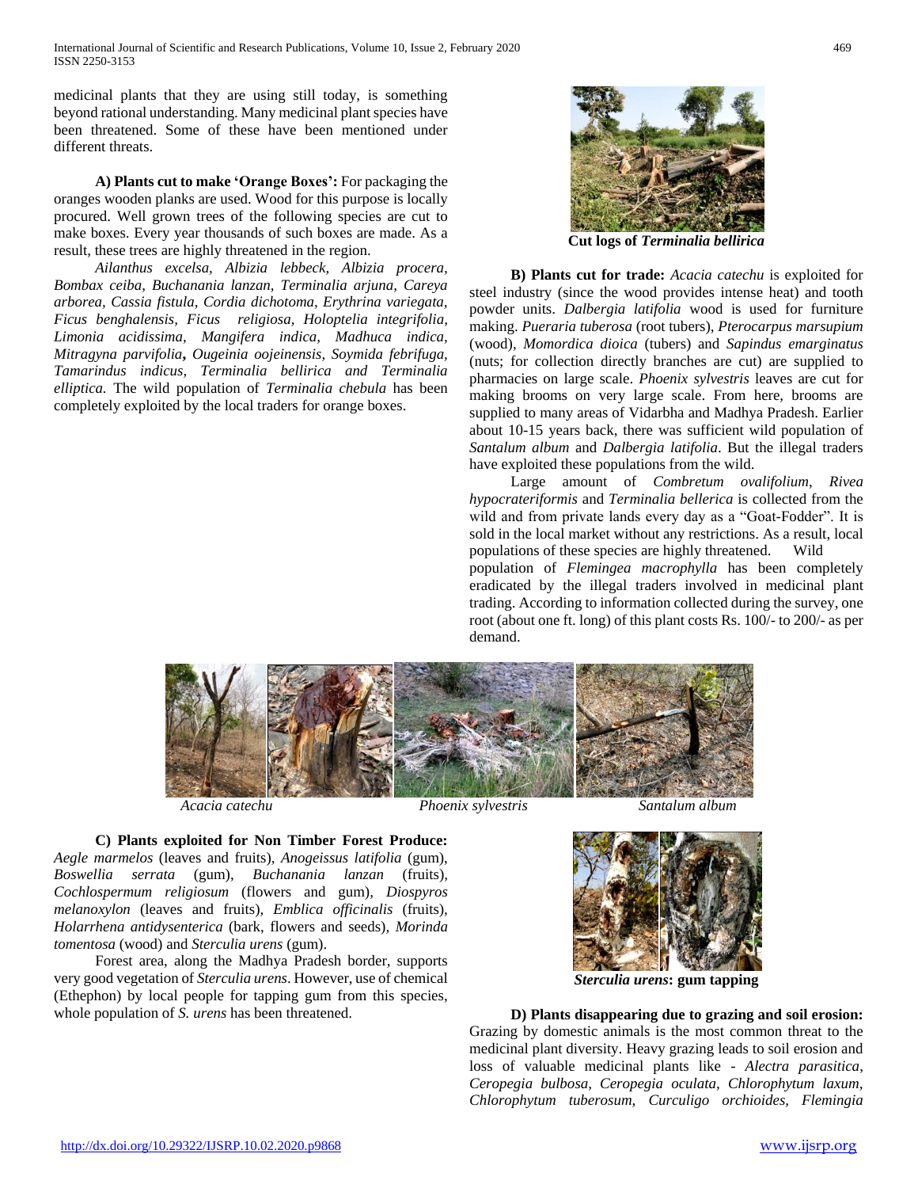medicinal plants that they are using still today, is something beyond rational understanding. Many medicinal plant species have been threatened. Some of these have been mentioned under different threats.

**A) Plants cut to make 'Orange Boxes':** For packaging the oranges wooden planks are used. Wood for this purpose is locally procured. Well grown trees of the following species are cut to make boxes. Every year thousands of such boxes are made. As a result, these trees are highly threatened in the region.

*Ailanthus excelsa, Albizia lebbeck, Albizia procera, Bombax ceiba, Buchanania lanzan, Terminalia arjuna, Careya arborea, Cassia fistula, Cordia dichotoma, Erythrina variegata, Ficus benghalensis, Ficus religiosa, Holoptelia integrifolia, Limonia acidissima, Mangifera indica, Madhuca indica, Mitragyna parvifolia***,** *Ougeinia oojeinensis, Soymida febrifuga, Tamarindus indicus, Terminalia bellirica and Terminalia elliptica.* The wild population of *Terminalia chebula* has been completely exploited by the local traders for orange boxes.

**Cut logs of *Terminalia bellirica***

**B) Plants cut for trade:** *Acacia catechu* is exploited for steel industry (since the wood provides intense heat) and tooth powder units. *Dalbergia latifolia* wood is used for furniture making. *Pueraria tuberosa* (root tubers), *Pterocarpus marsupium* (wood), *Momordica dioica* (tubers) and *Sapindus emarginatus* (nuts; for collection directly branches are cut) are supplied to pharmacies on large scale. *Phoenix sylvestris* leaves are cut for making brooms on very large scale. From here, brooms are supplied to many areas of Vidarbha and Madhya Pradesh. Earlier about 10-15 years back, there was sufficient wild population of *Santalum album* and *Dalbergia latifolia*. But the illegal traders have exploited these populations from the wild.

Large amount of *Combretum ovalifolium*, *Rivea hypocrateriformis* and *Terminalia bellerica* is collected from the wild and from private lands every day as a "Goat-Fodder". It is sold in the local market without any restrictions. As a result, local populations of these species are highly threatened. Wild population of *Flemingea macrophylla* has been completely eradicated by the illegal traders involved in medicinal plant trading. According to information collected during the survey, one root (about one ft. long) of this plant costs Rs. 100/- to 200/- as per demand.

*Acacia catechu* *Phoenix sylvestris* *Santalum album*

**C) Plants exploited for Non Timber Forest Produce:** *Aegle marmelos* (leaves and fruits), *Anogeissus latifolia* (gum), *Boswellia serrata* (gum), *Buchanania lanzan* (fruits), *Cochlospermum religiosum* (flowers and gum), *Diospyros melanoxylon* (leaves and fruits), *Emblica officinalis* (fruits), *Holarrhena antidysenterica* (bark, flowers and seeds), *Morinda tomentosa* (wood) and *Sterculia urens* (gum).

Forest area, along the Madhya Pradesh border, supports very good vegetation of *Sterculia urens*. However, use of chemical (Ethephon) by local people for tapping gum from this species, whole population of *S. urens* has been threatened.

***Sterculia urens*: gum tapping**

**D) Plants disappearing due to grazing and soil erosion:** Grazing by domestic animals is the most common threat to the medicinal plant diversity. Heavy grazing leads to soil erosion and loss of valuable medicinal plants like - *Alectra parasitica, Ceropegia bulbosa, Ceropegia oculata, Chlorophytum laxum, Chlorophytum tuberosum, Curculigo orchioides, Flemingia*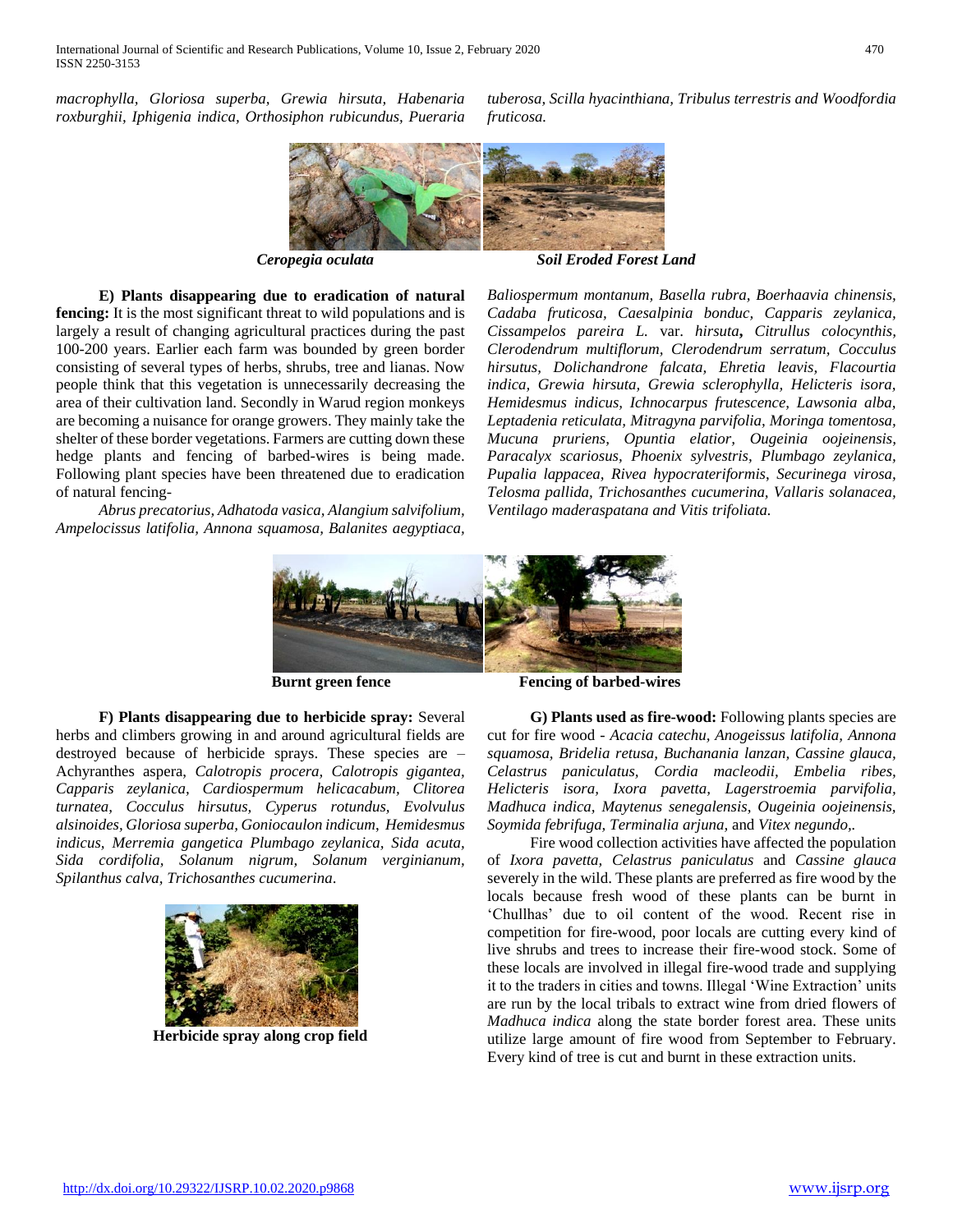*macrophylla, Gloriosa superba, Grewia hirsuta, Habenaria roxburghii, Iphigenia indica, Orthosiphon rubicundus, Pueraria tuberosa, Scilla hyacinthiana, Tribulus terrestris and Woodfordia fruticosa.*

***Ceropegia oculata***

***Soil Eroded Forest Land***

**E) Plants disappearing due to eradication of natural fencing:** It is the most significant threat to wild populations and is largely a result of changing agricultural practices during the past 100-200 years. Earlier each farm was bounded by green border consisting of several types of herbs, shrubs, tree and lianas. Now people think that this vegetation is unnecessarily decreasing the area of their cultivation land. Secondly in Warud region monkeys are becoming a nuisance for orange growers. They mainly take the shelter of these border vegetations. Farmers are cutting down these hedge plants and fencing of barbed-wires is being made. Following plant species have been threatened due to eradication of natural fencing-

*Abrus precatorius, Adhatoda vasica, Alangium salvifolium, Ampelocissus latifolia, Annona squamosa, Balanites aegyptiaca, Baliospermum montanum, Basella rubra, Boerhaavia chinensis, Cadaba fruticosa, Caesalpinia bonduc, Capparis zeylanica, Cissampelos pareira L.* var. *hirsuta***,** *Citrullus colocynthis, Clerodendrum multiflorum, Clerodendrum serratum, Cocculus hirsutus, Dolichandrone falcata, Ehretia leavis, Flacourtia indica, Grewia hirsuta, Grewia sclerophylla, Helicteris isora, Hemidesmus indicus, Ichnocarpus frutescence, Lawsonia alba, Leptadenia reticulata, Mitragyna parvifolia, Moringa tomentosa, Mucuna pruriens, Opuntia elatior, Ougeinia oojeinensis, Paracalyx scariosus, Phoenix sylvestris, Plumbago zeylanica, Pupalia lappacea, Rivea hypocrateriformis, Securinega virosa, Telosma pallida, Trichosanthes cucumerina, Vallaris solanacea, Ventilago maderaspatana and Vitis trifoliata.*

**Burnt green fence**

**Fencing of barbed-wires**

**F) Plants disappearing due to herbicide spray:** Several herbs and climbers growing in and around agricultural fields are destroyed because of herbicide sprays. These species are – Achyranthes aspera, *Calotropis procera, Calotropis gigantea, Capparis zeylanica, Cardiospermum helicacabum, Clitorea turnatea, Cocculus hirsutus, Cyperus rotundus, Evolvulus alsinoides, Gloriosa superba, Goniocaulon indicum, Hemidesmus indicus, Merremia gangetica Plumbago zeylanica, Sida acuta, Sida cordifolia, Solanum nigrum, Solanum verginianum, Spilanthus calva, Trichosanthes cucumerina.*

**Herbicide spray along crop field**

**G) Plants used as fire-wood:** Following plants species are cut for fire wood - *Acacia catechu, Anogeissus latifolia, Annona squamosa, Bridelia retusa, Buchanania lanzan, Cassine glauca, Celastrus paniculatus, Cordia macleodii, Embelia ribes, Helicteris isora, Ixora pavetta, Lagerstroemia parvifolia, Madhuca indica, Maytenus senegalensis, Ougeinia oojeinensis, Soymida febrifuga, Terminalia arjuna,* and *Vitex negundo,.*

Fire wood collection activities have affected the population of *Ixora pavetta, Celastrus paniculatus* and *Cassine glauca* severely in the wild. These plants are preferred as fire wood by the locals because fresh wood of these plants can be burnt in 'Chullhas' due to oil content of the wood. Recent rise in competition for fire-wood, poor locals are cutting every kind of live shrubs and trees to increase their fire-wood stock. Some of these locals are involved in illegal fire-wood trade and supplying it to the traders in cities and towns. Illegal 'Wine Extraction' units are run by the local tribals to extract wine from dried flowers of *Madhuca indica* along the state border forest area. These units utilize large amount of fire wood from September to February. Every kind of tree is cut and burnt in these extraction units.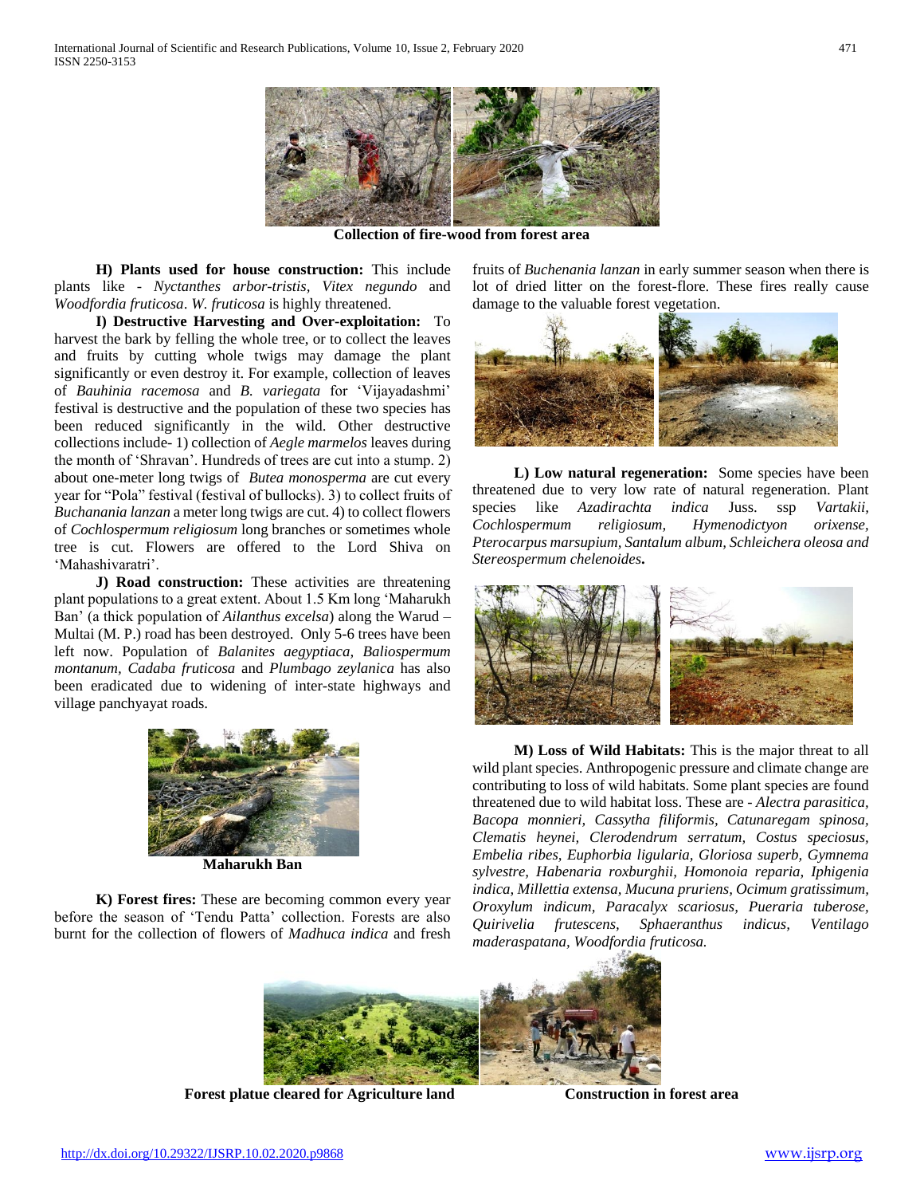**Collection of fire-wood from forest area**

**H) Plants used for house construction:** This include plants like - *Nyctanthes arbor-tristis*, *Vitex negundo* and *Woodfordia fruticosa*. *W. fruticosa* is highly threatened.

**I) Destructive Harvesting and Over-exploitation:** To harvest the bark by felling the whole tree, or to collect the leaves and fruits by cutting whole twigs may damage the plant significantly or even destroy it. For example, collection of leaves of *Bauhinia racemosa* and *B. variegata* for 'Vijayadashmi' festival is destructive and the population of these two species has been reduced significantly in the wild. Other destructive collections include- 1) collection of *Aegle marmelos* leaves during the month of 'Shravan'. Hundreds of trees are cut into a stump. 2) about one-meter long twigs of *Butea monosperma* are cut every year for "Pola" festival (festival of bullocks). 3) to collect fruits of *Buchanania lanzan* a meter long twigs are cut. 4) to collect flowers of *Cochlospermum religiosum* long branches or sometimes whole tree is cut. Flowers are offered to the Lord Shiva on 'Mahashivaratri'.

**J) Road construction:** These activities are threatening plant populations to a great extent. About 1.5 Km long 'Maharukh Ban' (a thick population of *Ailanthus excelsa*) along the Warud – Multai (M. P.) road has been destroyed. Only 5-6 trees have been left now. Population of *Balanites aegyptiaca, Baliospermum montanum, Cadaba fruticosa* and *Plumbago zeylanica* has also been eradicated due to widening of inter-state highways and village panchyayat roads.

**Maharukh Ban**

**K) Forest fires:** These are becoming common every year before the season of 'Tendu Patta' collection. Forests are also burnt for the collection of flowers of *Madhuca indica* and fresh fruits of *Buchenania lanzan* in early summer season when there is lot of dried litter on the forest-flore. These fires really cause damage to the valuable forest vegetation.

**L) Low natural regeneration:** Some species have been threatened due to very low rate of natural regeneration. Plant species like *Azadirachta indica* Juss. ssp *Vartakii, Cochlospermum religiosum, Hymenodictyon orixense, Pterocarpus marsupium, Santalum album, Schleichera oleosa and Stereospermum chelenoides***.**

**M) Loss of Wild Habitats:** This is the major threat to all wild plant species. Anthropogenic pressure and climate change are contributing to loss of wild habitats. Some plant species are found threatened due to wild habitat loss. These are - *Alectra parasitica, Bacopa monnieri, Cassytha filiformis, Catunaregam spinosa, Clematis heynei, Clerodendrum serratum, Costus speciosus, Embelia ribes, Euphorbia ligularia, Gloriosa superb, Gymnema sylvestre, Habenaria roxburghii, Homonoia reparia, Iphigenia indica, Millettia extensa, Mucuna pruriens, Ocimum gratissimum, Oroxylum indicum, Paracalyx scariosus, Pueraria tuberose, Quirivelia frutescens, Sphaeranthus indicus, Ventilago maderaspatana, Woodfordia fruticosa.*

**Forest platue cleared for Agriculture land** **Construction in forest area**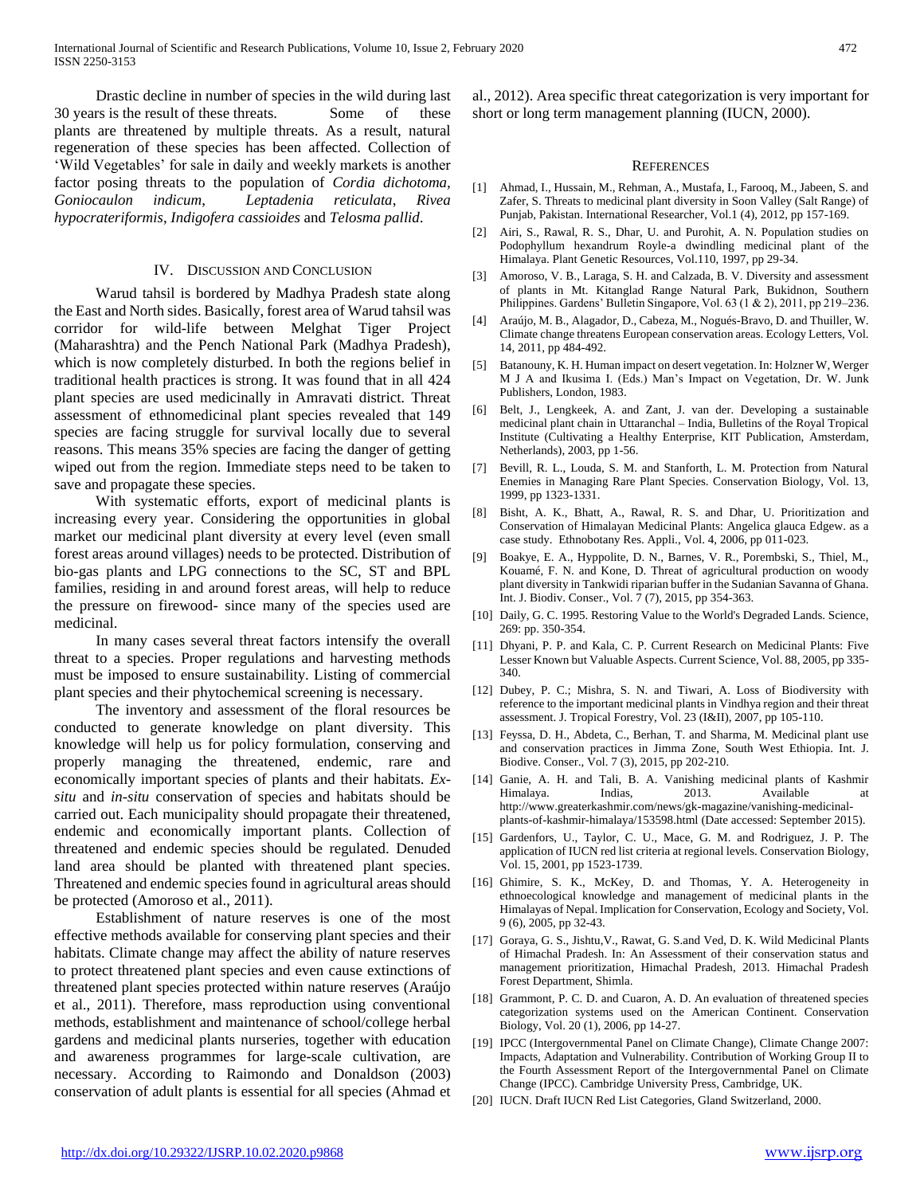Drastic decline in number of species in the wild during last 30 years is the result of these threats. Some of these plants are threatened by multiple threats. As a result, natural regeneration of these species has been affected. Collection of 'Wild Vegetables' for sale in daily and weekly markets is another factor posing threats to the population of *Cordia dichotoma*, *Goniocaulon indicum*, *Leptadenia reticulata*, *Rivea hypocrateriformis*, *Indigofera cassioides* and *Telosma pallid*.

## IV. Discussion and Conclusion

Warud tahsil is bordered by Madhya Pradesh state along the East and North sides. Basically, forest area of Warud tahsil was corridor for wild-life between Melghat Tiger Project (Maharashtra) and the Pench National Park (Madhya Pradesh), which is now completely disturbed. In both the regions belief in traditional health practices is strong. It was found that in all 424 plant species are used medicinally in Amravati district. Threat assessment of ethnomedicinal plant species revealed that 149 species are facing struggle for survival locally due to several reasons. This means 35% species are facing the danger of getting wiped out from the region. Immediate steps need to be taken to save and propagate these species.

With systematic efforts, export of medicinal plants is increasing every year. Considering the opportunities in global market our medicinal plant diversity at every level (even small forest areas around villages) needs to be protected. Distribution of bio-gas plants and LPG connections to the SC, ST and BPL families, residing in and around forest areas, will help to reduce the pressure on firewood- since many of the species used are medicinal.

In many cases several threat factors intensify the overall threat to a species. Proper regulations and harvesting methods must be imposed to ensure sustainability. Listing of commercial plant species and their phytochemical screening is necessary.

The inventory and assessment of the floral resources be conducted to generate knowledge on plant diversity. This knowledge will help us for policy formulation, conserving and properly managing the threatened, endemic, rare and economically important species of plants and their habitats. *Ex-situ* and *in-situ* conservation of species and habitats should be carried out. Each municipality should propagate their threatened, endemic and economically important plants. Collection of threatened and endemic species should be regulated. Denuded land area should be planted with threatened plant species. Threatened and endemic species found in agricultural areas should be protected (Amoroso et al., 2011).

Establishment of nature reserves is one of the most effective methods available for conserving plant species and their habitats. Climate change may affect the ability of nature reserves to protect threatened plant species and even cause extinctions of threatened plant species protected within nature reserves (Araújo et al., 2011). Therefore, mass reproduction using conventional methods, establishment and maintenance of school/college herbal gardens and medicinal plants nurseries, together with education and awareness programmes for large-scale cultivation, are necessary. According to Raimondo and Donaldson (2003) conservation of adult plants is essential for all species (Ahmad et al., 2012). Area specific threat categorization is very important for short or long term management planning (IUCN, 2000).

## References

[1] Ahmad, I., Hussain, M., Rehman, A., Mustafa, I., Farooq, M., Jabeen, S. and Zafer, S. Threats to medicinal plant diversity in Soon Valley (Salt Range) of Punjab, Pakistan. International Researcher, Vol.1 (4), 2012, pp 157-169.

[2] Airi, S., Rawal, R. S., Dhar, U. and Purohit, A. N. Population studies on Podophyllum hexandrum Royle-a dwindling medicinal plant of the Himalaya. Plant Genetic Resources, Vol.110, 1997, pp 29-34.

[3] Amoroso, V. B., Laraga, S. H. and Calzada, B. V. Diversity and assessment of plants in Mt. Kitanglad Range Natural Park, Bukidnon, Southern Philippines. Gardens' Bulletin Singapore, Vol. 63 (1 & 2), 2011, pp 219–236.

[4] Araújo, M. B., Alagador, D., Cabeza, M., Nogués-Bravo, D. and Thuiller, W. Climate change threatens European conservation areas. Ecology Letters, Vol. 14, 2011, pp 484-492.

[5] Batanouny, K. H. Human impact on desert vegetation. In: Holzner W, Werger M J A and Ikusima I. (Eds.) Man's Impact on Vegetation, Dr. W. Junk Publishers, London, 1983.

[6] Belt, J., Lengkeek, A. and Zant, J. van der. Developing a sustainable medicinal plant chain in Uttaranchal – India, Bulletins of the Royal Tropical Institute (Cultivating a Healthy Enterprise, KIT Publication, Amsterdam, Netherlands), 2003, pp 1-56.

[7] Bevill, R. L., Louda, S. M. and Stanforth, L. M. Protection from Natural Enemies in Managing Rare Plant Species. Conservation Biology, Vol. 13, 1999, pp 1323-1331.

[8] Bisht, A. K., Bhatt, A., Rawal, R. S. and Dhar, U. Prioritization and Conservation of Himalayan Medicinal Plants: Angelica glauca Edgew. as a case study. Ethnobotany Res. Appli., Vol. 4, 2006, pp 011-023.

[9] Boakye, E. A., Hyppolite, D. N., Barnes, V. R., Porembski, S., Thiel, M., Kouamé, F. N. and Kone, D. Threat of agricultural production on woody plant diversity in Tankwidi riparian buffer in the Sudanian Savanna of Ghana. Int. J. Biodiv. Conser., Vol. 7 (7), 2015, pp 354-363.

[10] Daily, G. C. 1995. Restoring Value to the World's Degraded Lands. Science, 269: pp. 350-354.

[11] Dhyani, P. P. and Kala, C. P. Current Research on Medicinal Plants: Five Lesser Known but Valuable Aspects. Current Science, Vol. 88, 2005, pp 335-340.

[12] Dubey, P. C.; Mishra, S. N. and Tiwari, A. Loss of Biodiversity with reference to the important medicinal plants in Vindhya region and their threat assessment. J. Tropical Forestry, Vol. 23 (I&II), 2007, pp 105-110.

[13] Feyssa, D. H., Abdeta, C., Berhan, T. and Sharma, M. Medicinal plant use and conservation practices in Jimma Zone, South West Ethiopia. Int. J. Biodive. Conser., Vol. 7 (3), 2015, pp 202-210.

[14] Ganie, A. H. and Tali, B. A. Vanishing medicinal plants of Kashmir Himalaya. Indias, 2013. Available at http://www.greaterkashmir.com/news/gk-magazine/vanishing-medicinal-plants-of-kashmir-himalaya/153598.html (Date accessed: September 2015).

[15] Gardenfors, U., Taylor, C. U., Mace, G. M. and Rodriguez, J. P. The application of IUCN red list criteria at regional levels. Conservation Biology, Vol. 15, 2001, pp 1523-1739.

[16] Ghimire, S. K., McKey, D. and Thomas, Y. A. Heterogeneity in ethnoecological knowledge and management of medicinal plants in the Himalayas of Nepal. Implication for Conservation, Ecology and Society, Vol. 9 (6), 2005, pp 32-43.

[17] Goraya, G. S., Jishtu,V., Rawat, G. S.and Ved, D. K. Wild Medicinal Plants of Himachal Pradesh. In: An Assessment of their conservation status and management prioritization, Himachal Pradesh, 2013. Himachal Pradesh Forest Department, Shimla.

[18] Grammont, P. C. D. and Cuaron, A. D. An evaluation of threatened species categorization systems used on the American Continent. Conservation Biology, Vol. 20 (1), 2006, pp 14-27.

[19] IPCC (Intergovernmental Panel on Climate Change), Climate Change 2007: Impacts, Adaptation and Vulnerability. Contribution of Working Group II to the Fourth Assessment Report of the Intergovernmental Panel on Climate Change (IPCC). Cambridge University Press, Cambridge, UK.

[20] IUCN. Draft IUCN Red List Categories, Gland Switzerland, 2000.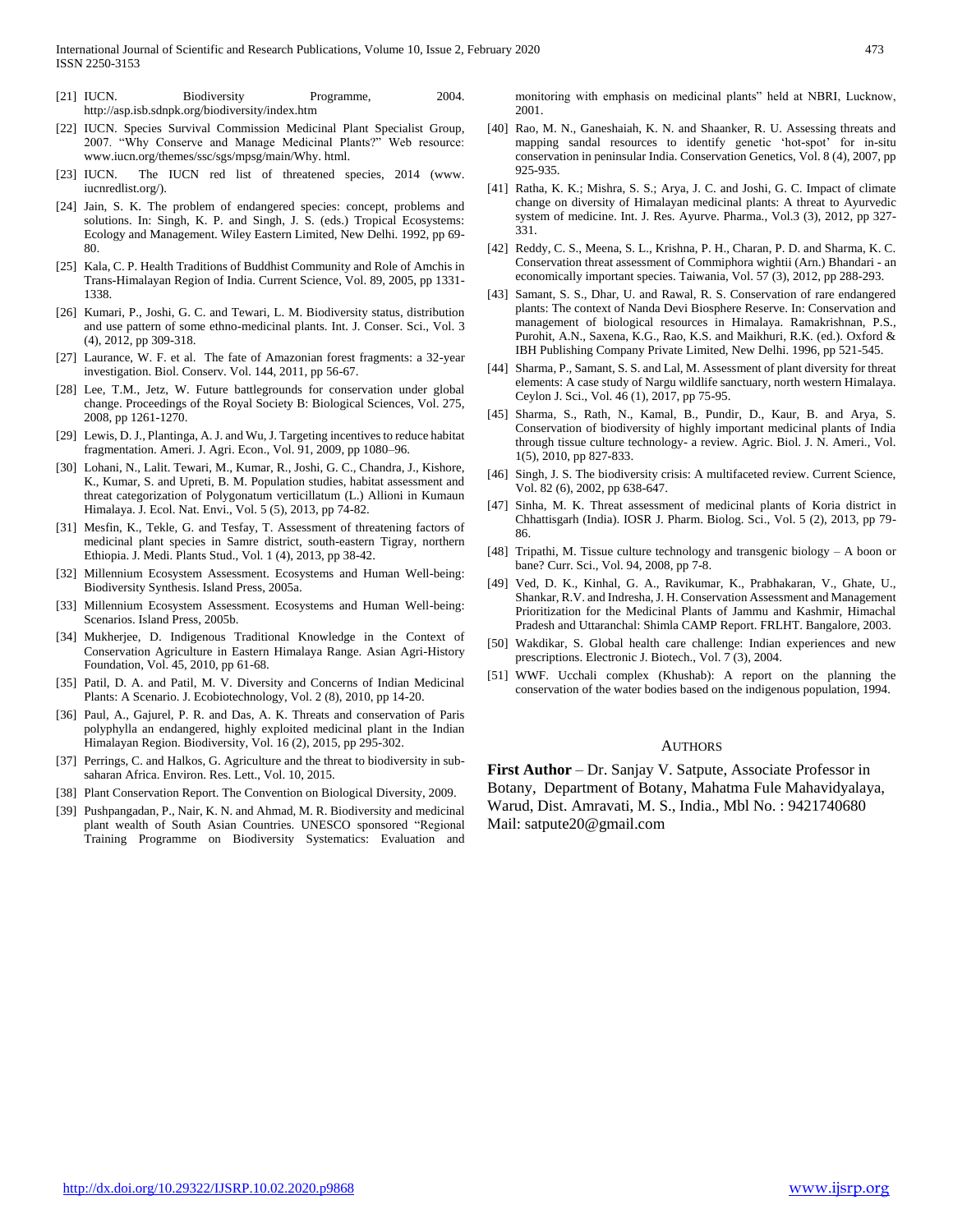[21] IUCN. Biodiversity Programme, 2004. http://asp.isb.sdnpk.org/biodiversity/index.htm

[22] IUCN. Species Survival Commission Medicinal Plant Specialist Group, 2007. "Why Conserve and Manage Medicinal Plants?" Web resource: www.iucn.org/themes/ssc/sgs/mpsg/main/Why. html.

[23] IUCN. The IUCN red list of threatened species, 2014 (www. iucnredlist.org/).

[24] Jain, S. K. The problem of endangered species: concept, problems and solutions. In: Singh, K. P. and Singh, J. S. (eds.) Tropical Ecosystems: Ecology and Management. Wiley Eastern Limited, New Delhi. 1992, pp 69-80.

[25] Kala, C. P. Health Traditions of Buddhist Community and Role of Amchis in Trans-Himalayan Region of India. Current Science, Vol. 89, 2005, pp 1331-1338.

[26] Kumari, P., Joshi, G. C. and Tewari, L. M. Biodiversity status, distribution and use pattern of some ethno-medicinal plants. Int. J. Conser. Sci., Vol. 3 (4), 2012, pp 309-318.

[27] Laurance, W. F. et al. The fate of Amazonian forest fragments: a 32-year investigation. Biol. Conserv. Vol. 144, 2011, pp 56-67.

[28] Lee, T.M., Jetz, W. Future battlegrounds for conservation under global change. Proceedings of the Royal Society B: Biological Sciences, Vol. 275, 2008, pp 1261-1270.

[29] Lewis, D. J., Plantinga, A. J. and Wu, J. Targeting incentives to reduce habitat fragmentation. Ameri. J. Agri. Econ., Vol. 91, 2009, pp 1080–96.

[30] Lohani, N., Lalit. Tewari, M., Kumar, R., Joshi, G. C., Chandra, J., Kishore, K., Kumar, S. and Upreti, B. M. Population studies, habitat assessment and threat categorization of Polygonatum verticillatum (L.) Allioni in Kumaun Himalaya. J. Ecol. Nat. Envi., Vol. 5 (5), 2013, pp 74-82.

[31] Mesfin, K., Tekle, G. and Tesfay, T. Assessment of threatening factors of medicinal plant species in Samre district, south-eastern Tigray, northern Ethiopia. J. Medi. Plants Stud., Vol. 1 (4), 2013, pp 38-42.

[32] Millennium Ecosystem Assessment. Ecosystems and Human Well-being: Biodiversity Synthesis. Island Press, 2005a.

[33] Millennium Ecosystem Assessment. Ecosystems and Human Well-being: Scenarios. Island Press, 2005b.

[34] Mukherjee, D. Indigenous Traditional Knowledge in the Context of Conservation Agriculture in Eastern Himalaya Range. Asian Agri-History Foundation, Vol. 45, 2010, pp 61-68.

[35] Patil, D. A. and Patil, M. V. Diversity and Concerns of Indian Medicinal Plants: A Scenario. J. Ecobiotechnology, Vol. 2 (8), 2010, pp 14-20.

[36] Paul, A., Gajurel, P. R. and Das, A. K. Threats and conservation of Paris polyphylla an endangered, highly exploited medicinal plant in the Indian Himalayan Region. Biodiversity, Vol. 16 (2), 2015, pp 295-302.

[37] Perrings, C. and Halkos, G. Agriculture and the threat to biodiversity in sub-saharan Africa. Environ. Res. Lett., Vol. 10, 2015.

[38] Plant Conservation Report. The Convention on Biological Diversity, 2009.

[39] Pushpangadan, P., Nair, K. N. and Ahmad, M. R. Biodiversity and medicinal plant wealth of South Asian Countries. UNESCO sponsored "Regional Training Programme on Biodiversity Systematics: Evaluation and monitoring with emphasis on medicinal plants" held at NBRI, Lucknow, 2001.

[40] Rao, M. N., Ganeshaiah, K. N. and Shaanker, R. U. Assessing threats and mapping sandal resources to identify genetic 'hot-spot' for in-situ conservation in peninsular India. Conservation Genetics, Vol. 8 (4), 2007, pp 925-935.

[41] Ratha, K. K.; Mishra, S. S.; Arya, J. C. and Joshi, G. C. Impact of climate change on diversity of Himalayan medicinal plants: A threat to Ayurvedic system of medicine. Int. J. Res. Ayurve. Pharma., Vol.3 (3), 2012, pp 327-331.

[42] Reddy, C. S., Meena, S. L., Krishna, P. H., Charan, P. D. and Sharma, K. C. Conservation threat assessment of Commiphora wightii (Arn.) Bhandari - an economically important species. Taiwania, Vol. 57 (3), 2012, pp 288-293.

[43] Samant, S. S., Dhar, U. and Rawal, R. S. Conservation of rare endangered plants: The context of Nanda Devi Biosphere Reserve. In: Conservation and management of biological resources in Himalaya. Ramakrishnan, P.S., Purohit, A.N., Saxena, K.G., Rao, K.S. and Maikhuri, R.K. (ed.). Oxford & IBH Publishing Company Private Limited, New Delhi. 1996, pp 521-545.

[44] Sharma, P., Samant, S. S. and Lal, M. Assessment of plant diversity for threat elements: A case study of Nargu wildlife sanctuary, north western Himalaya. Ceylon J. Sci., Vol. 46 (1), 2017, pp 75-95.

[45] Sharma, S., Rath, N., Kamal, B., Pundir, D., Kaur, B. and Arya, S. Conservation of biodiversity of highly important medicinal plants of India through tissue culture technology- a review. Agric. Biol. J. N. Ameri., Vol. 1(5), 2010, pp 827-833.

[46] Singh, J. S. The biodiversity crisis: A multifaceted review. Current Science, Vol. 82 (6), 2002, pp 638-647.

[47] Sinha, M. K. Threat assessment of medicinal plants of Koria district in Chhattisgarh (India). IOSR J. Pharm. Biolog. Sci., Vol. 5 (2), 2013, pp 79-86.

[48] Tripathi, M. Tissue culture technology and transgenic biology – A boon or bane? Curr. Sci., Vol. 94, 2008, pp 7-8.

[49] Ved, D. K., Kinhal, G. A., Ravikumar, K., Prabhakaran, V., Ghate, U., Shankar, R.V. and Indresha, J. H. Conservation Assessment and Management Prioritization for the Medicinal Plants of Jammu and Kashmir, Himachal Pradesh and Uttaranchal: Shimla CAMP Report. FRLHT. Bangalore, 2003.

[50] Wakdikar, S. Global health care challenge: Indian experiences and new prescriptions. Electronic J. Biotech., Vol. 7 (3), 2004.

[51] WWF. Ucchali complex (Khushab): A report on the planning the conservation of the water bodies based on the indigenous population, 1994.

## Authors

**First Author** – Dr. Sanjay V. Satpute, Associate Professor in Botany, Department of Botany, Mahatma Fule Mahavidyalaya, Warud, Dist. Amravati, M. S., India., Mbl No. : 9421740680 Mail: satpute20@gmail.com